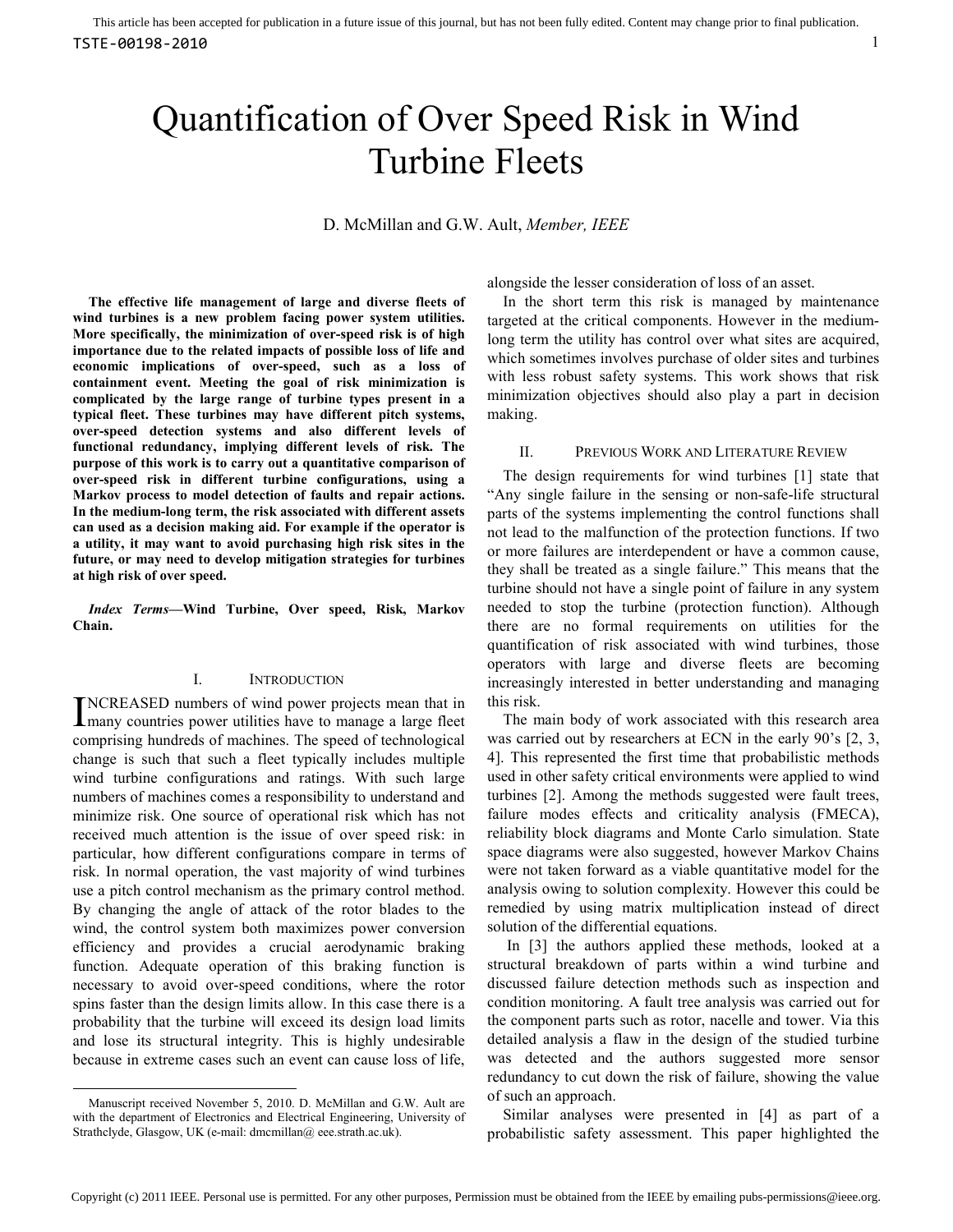# Quantification of Over Speed Risk in Wind Turbine Fleets

D. McMillan and G.W. Ault, *Member, IEEE*

**The effective life management of large and diverse fleets of wind turbines is a new problem facing power system utilities. More specifically, the minimization of over-speed risk is of high importance due to the related impacts of possible loss of life and economic implications of over-speed, such as a loss of containment event. Meeting the goal of risk minimization is complicated by the large range of turbine types present in a typical fleet. These turbines may have different pitch systems, over-speed detection systems and also different levels of functional redundancy, implying different levels of risk. The purpose of this work is to carry out a quantitative comparison of over-speed risk in different turbine configurations, using a Markov process to model detection of faults and repair actions. In the medium-long term, the risk associated with different assets can used as a decision making aid. For example if the operator is a utility, it may want to avoid purchasing high risk sites in the future, or may need to develop mitigation strategies for turbines at high risk of over speed.**

***Index Terms*—Wind Turbine, Over speed, Risk, Markov Chain.**

## I. Introduction

INCREASED numbers of wind power projects mean that in many countries power utilities have to manage a large fleet comprising hundreds of machines. The speed of technological change is such that such a fleet typically includes multiple wind turbine configurations and ratings. With such large numbers of machines comes a responsibility to understand and minimize risk. One source of operational risk which has not received much attention is the issue of over speed risk: in particular, how different configurations compare in terms of risk. In normal operation, the vast majority of wind turbines use a pitch control mechanism as the primary control method. By changing the angle of attack of the rotor blades to the wind, the control system both maximizes power conversion efficiency and provides a crucial aerodynamic braking function. Adequate operation of this braking function is necessary to avoid over-speed conditions, where the rotor spins faster than the design limits allow. In this case there is a probability that the turbine will exceed its design load limits and lose its structural integrity. This is highly undesirable because in extreme cases such an event can cause loss of life, alongside the lesser consideration of loss of an asset.

In the short term this risk is managed by maintenance targeted at the critical components. However in the medium-long term the utility has control over what sites are acquired, which sometimes involves purchase of older sites and turbines with less robust safety systems. This work shows that risk minimization objectives should also play a part in decision making.

Manuscript received November 5, 2010. D. McMillan and G.W. Ault are with the department of Electronics and Electrical Engineering, University of Strathclyde, Glasgow, UK (e-mail: dmcmillan@ eee.strath.ac.uk).

## II. Previous Work and Literature Review

The design requirements for wind turbines [1] state that "Any single failure in the sensing or non-safe-life structural parts of the systems implementing the control functions shall not lead to the malfunction of the protection functions. If two or more failures are interdependent or have a common cause, they shall be treated as a single failure." This means that the turbine should not have a single point of failure in any system needed to stop the turbine (protection function). Although there are no formal requirements on utilities for the quantification of risk associated with wind turbines, those operators with large and diverse fleets are becoming increasingly interested in better understanding and managing this risk.

The main body of work associated with this research area was carried out by researchers at ECN in the early 90's [2, 3, 4]. This represented the first time that probabilistic methods used in other safety critical environments were applied to wind turbines [2]. Among the methods suggested were fault trees, failure modes effects and criticality analysis (FMECA), reliability block diagrams and Monte Carlo simulation. State space diagrams were also suggested, however Markov Chains were not taken forward as a viable quantitative model for the analysis owing to solution complexity. However this could be remedied by using matrix multiplication instead of direct solution of the differential equations.

In [3] the authors applied these methods, looked at a structural breakdown of parts within a wind turbine and discussed failure detection methods such as inspection and condition monitoring. A fault tree analysis was carried out for the component parts such as rotor, nacelle and tower. Via this detailed analysis a flaw in the design of the studied turbine was detected and the authors suggested more sensor redundancy to cut down the risk of failure, showing the value of such an approach.

Similar analyses were presented in [4] as part of a probabilistic safety assessment. This paper highlighted the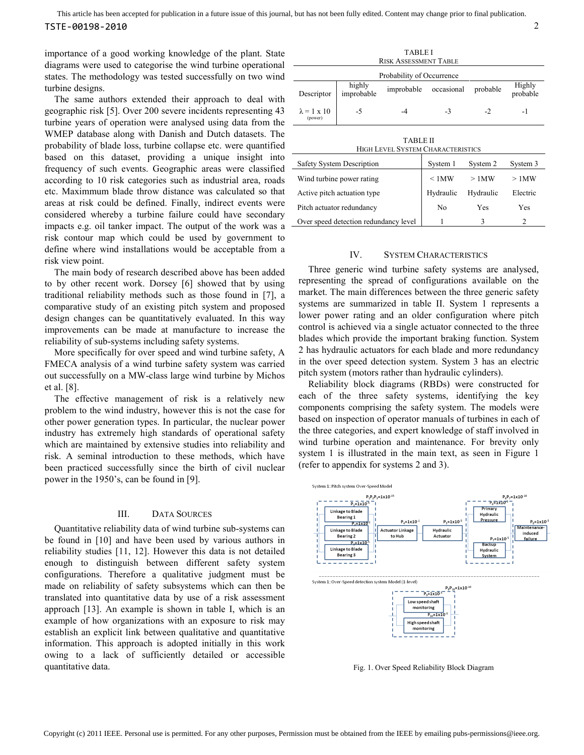importance of a good working knowledge of the plant. State diagrams were used to categorise the wind turbine operational states. The methodology was tested successfully on two wind turbine designs.

The same authors extended their approach to deal with geographic risk [5]. Over 200 severe incidents representing 43 turbine years of operation were analysed using data from the WMEP database along with Danish and Dutch datasets. The probability of blade loss, turbine collapse etc. were quantified based on this dataset, providing a unique insight into frequency of such events. Geographic areas were classified according to 10 risk categories such as industrial area, roads etc. Maximmum blade throw distance was calculated so that areas at risk could be defined. Finally, indirect events were considered whereby a turbine failure could have secondary impacts e.g. oil tanker impact. The output of the work was a risk contour map which could be used by government to define where wind installations would be acceptable from a risk view point.

The main body of research described above has been added to by other recent work. Dorsey [6] showed that by using traditional reliability methods such as those found in [7], a comparative study of an existing pitch system and proposed design changes can be quantitatively evaluated. In this way improvements can be made at manufacture to increase the reliability of sub-systems including safety systems.

More specifically for over speed and wind turbine safety, A FMECA analysis of a wind turbine safety system was carried out successfully on a MW-class large wind turbine by Michos et al. [8].

The effective management of risk is a relatively new problem to the wind industry, however this is not the case for other power generation types. In particular, the nuclear power industry has extremely high standards of operational safety which are maintained by extensive studies into reliability and risk. A seminal introduction to these methods, which have been practiced successfully since the birth of civil nuclear power in the 1950's, can be found in [9].

## III. Data Sources

Quantitative reliability data of wind turbine sub-systems can be found in [10] and have been used by various authors in reliability studies [11, 12]. However this data is not detailed enough to distinguish between different safety system configurations. Therefore a qualitative judgment must be made on reliability of safety subsystems which can then be translated into quantitative data by use of a risk assessment approach [13]. An example is shown in table I, which is an example of how organizations with an exposure to risk may establish an explicit link between qualitative and quantitative information. This approach is adopted initially in this work owing to a lack of sufficiently detailed or accessible quantitative data.

TABLE I
Risk Assessment Table

| | Probability of Occurrence | | | | |
|---|---|---|---|---|---|
| Descriptor | highly improbable | improbable | occasional | probable | Highly probable |
| $\lambda = 1 \times 10$ (power) | -5 | -4 | -3 | -2 | -1 |

TABLE II
High Level System Characteristics

| Safety System Description | System 1 | System 2 | System 3 |
|---|---|---|---|
| Wind turbine power rating | < 1MW | > 1MW | > 1MW |
| Active pitch actuation type | Hydraulic | Hydraulic | Electric |
| Pitch actuator redundancy | No | Yes | Yes |
| Over speed detection redundancy level | 1 | 3 | 2 |

## IV. System Characteristics

Three generic wind turbine safety systems are analysed, representing the spread of configurations available on the market. The main differences between the three generic safety systems are summarized in table II. System 1 represents a lower power rating and an older configuration where pitch control is achieved via a single actuator connected to the three blades which provide the important braking function. System 2 has hydraulic actuators for each blade and more redundancy in the over speed detection system. System 3 has an electric pitch system (motors rather than hydraulic cylinders).

Reliability block diagrams (RBDs) were constructed for each of the three safety systems, identifying the key components comprising the safety system. The models were based on inspection of operator manuals of turbines in each of the three categories, and expert knowledge of staff involved in wind turbine operation and maintenance. For brevity only system 1 is illustrated in the main text, as seen in Figure 1 (refer to appendix for systems 2 and 3).

System 1: Pitch system Over-Speed Model

$P_1P_2P_3=1\times10^{-15}$: Linkage to Blade Bearing 1 ($P_1=1\times10^{-5}$), Linkage to Blade Bearing 2 ($P_2=1\times10^{-5}$), Linkage to Blade Bearing 3 ($P_3=1\times10^{-5}$); Actuator Linkage to Hub ($P_4=1\times10^{-7}$); Hydraulic Actuator ($P_5=1\times10^{-5}$); $P_6P_7=1\times10^{-10}$: Primary Hydraulic Pressure ($P_6=1\times10^{-5}$), Backup Hydraulic System ($P_7=1\times10^{-5}$); Maintenance-induced failure ($P_8=1\times10^{-5}$)

System 1: Over-Speed detection system Model (1-level)

$P_9P_{10}=1\times10^{-10}$: Low speed shaft monitoring ($P_9=1\times10^{-5}$), High speed shaft monitoring ($P_{10}=1\times10^{-5}$)

Fig. 1. Over Speed Reliability Block Diagram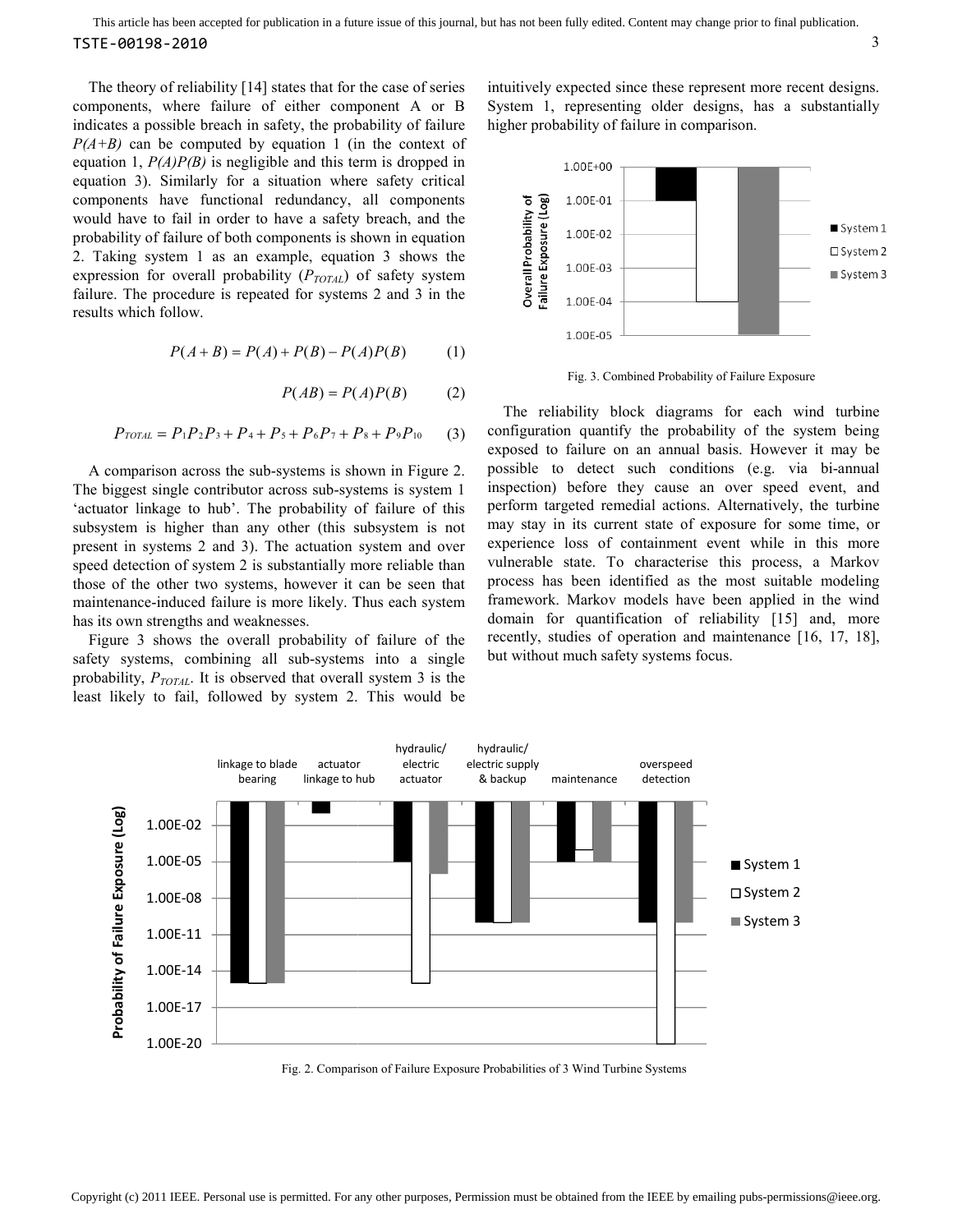The theory of reliability [14] states that for the case of series components, where failure of either component A or B indicates a possible breach in safety, the probability of failure $P(A+B)$ can be computed by equation 1 (in the context of equation 1, $P(A)P(B)$ is negligible and this term is dropped in equation 3). Similarly for a situation where safety critical components have functional redundancy, all components would have to fail in order to have a safety breach, and the probability of failure of both components is shown in equation 2. Taking system 1 as an example, equation 3 shows the expression for overall probability ($P_{TOTAL}$) of safety system failure. The procedure is repeated for systems 2 and 3 in the results which follow.

$$P(A+B) = P(A) + P(B) - P(A)P(B) \tag{1}$$

$$P(AB) = P(A)P(B) \tag{2}$$

$$P_{TOTAL} = P_1P_2P_3 + P_4 + P_5 + P_6P_7 + P_8 + P_9P_{10} \tag{3}$$

A comparison across the sub-systems is shown in Figure 2. The biggest single contributor across sub-systems is system 1 'actuator linkage to hub'. The probability of failure of this subsystem is higher than any other (this subsystem is not present in systems 2 and 3). The actuation system and over speed detection of system 2 is substantially more reliable than those of the other two systems, however it can be seen that maintenance-induced failure is more likely. Thus each system has its own strengths and weaknesses.

Figure 3 shows the overall probability of failure of the safety systems, combining all sub-systems into a single probability, $P_{TOTAL}$. It is observed that overall system 3 is the least likely to fail, followed by system 2. This would be intuitively expected since these represent more recent designs. System 1, representing older designs, has a substantially higher probability of failure in comparison.

Fig. 3. Combined Probability of Failure Exposure

The reliability block diagrams for each wind turbine configuration quantify the probability of the system being exposed to failure on an annual basis. However it may be possible to detect such conditions (e.g. via bi-annual inspection) before they cause an over speed event, and perform targeted remedial actions. Alternatively, the turbine may stay in its current state of exposure for some time, or experience loss of containment event while in this more vulnerable state. To characterise this process, a Markov process has been identified as the most suitable modeling framework. Markov models have been applied in the wind domain for quantification of reliability [15] and, more recently, studies of operation and maintenance [16, 17, 18], but without much safety systems focus.

Fig. 2. Comparison of Failure Exposure Probabilities of 3 Wind Turbine Systems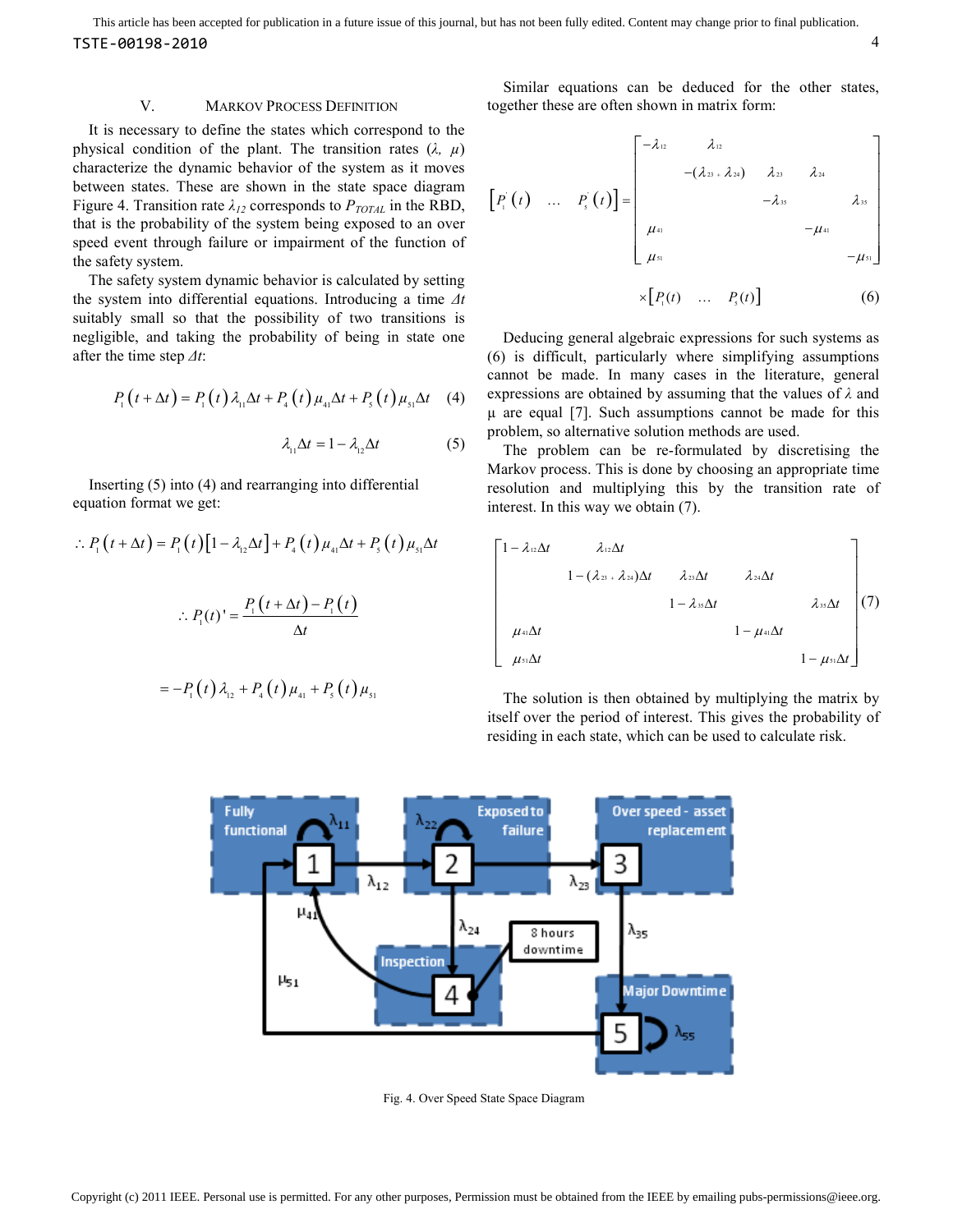## V. Markov Process Definition

It is necessary to define the states which correspond to the physical condition of the plant. The transition rates ($\lambda$, $\mu$) characterize the dynamic behavior of the system as it moves between states. These are shown in the state space diagram Figure 4. Transition rate $\lambda_{12}$ corresponds to $P_{TOTAL}$ in the RBD, that is the probability of the system being exposed to an over speed event through failure or impairment of the function of the safety system.

The safety system dynamic behavior is calculated by setting the system into differential equations. Introducing a time $\Delta t$ suitably small so that the possibility of two transitions is negligible, and taking the probability of being in state one after the time step $\Delta t$:

$$P_1(t+\Delta t) = P_1(t)\lambda_{11}\Delta t + P_4(t)\mu_{41}\Delta t + P_5(t)\mu_{51}\Delta t \quad (4)$$

$$\lambda_{11}\Delta t = 1 - \lambda_{12}\Delta t \quad (5)$$

Inserting (5) into (4) and rearranging into differential equation format we get:

$$\therefore P_1(t+\Delta t) = P_1(t)[1-\lambda_{12}\Delta t] + P_4(t)\mu_{41}\Delta t + P_5(t)\mu_{51}\Delta t$$

$$\therefore P_1(t)' = \frac{P_1(t+\Delta t) - P_1(t)}{\Delta t}$$

$$= -P_1(t)\lambda_{12} + P_4(t)\mu_{41} + P_5(t)\mu_{51}$$

Similar equations can be deduced for the other states, together these are often shown in matrix form:

$$\begin{bmatrix} P_1'(t) & \dots & P_5'(t) \end{bmatrix} = \begin{bmatrix} -\lambda_{12} & \lambda_{12} & & & \\ & -(\lambda_{23}+\lambda_{24}) & \lambda_{23} & \lambda_{24} & \\ & & -\lambda_{35} & & \lambda_{35} \\ \mu_{41} & & & -\mu_{41} & \\ \mu_{51} & & & & -\mu_{51} \end{bmatrix} \times \begin{bmatrix} P_1(t) & \dots & P_5(t) \end{bmatrix} \quad (6)$$

Deducing general algebraic expressions for such systems as (6) is difficult, particularly where simplifying assumptions cannot be made. In many cases in the literature, general expressions are obtained by assuming that the values of $\lambda$ and $\mu$ are equal [7]. Such assumptions cannot be made for this problem, so alternative solution methods are used.

The problem can be re-formulated by discretising the Markov process. This is done by choosing an appropriate time resolution and multiplying this by the transition rate of interest. In this way we obtain (7).

$$\begin{bmatrix} 1-\lambda_{12}\Delta t & \lambda_{12}\Delta t & & & \\ & 1-(\lambda_{23}+\lambda_{24})\Delta t & \lambda_{23}\Delta t & \lambda_{24}\Delta t & \\ & & 1-\lambda_{35}\Delta t & & \lambda_{35}\Delta t \\ \mu_{41}\Delta t & & & 1-\mu_{41}\Delta t & \\ \mu_{51}\Delta t & & & & 1-\mu_{51}\Delta t \end{bmatrix} \quad (7)$$

The solution is then obtained by multiplying the matrix by itself over the period of interest. This gives the probability of residing in each state, which can be used to calculate risk.

Fig. 4. Over Speed State Space Diagram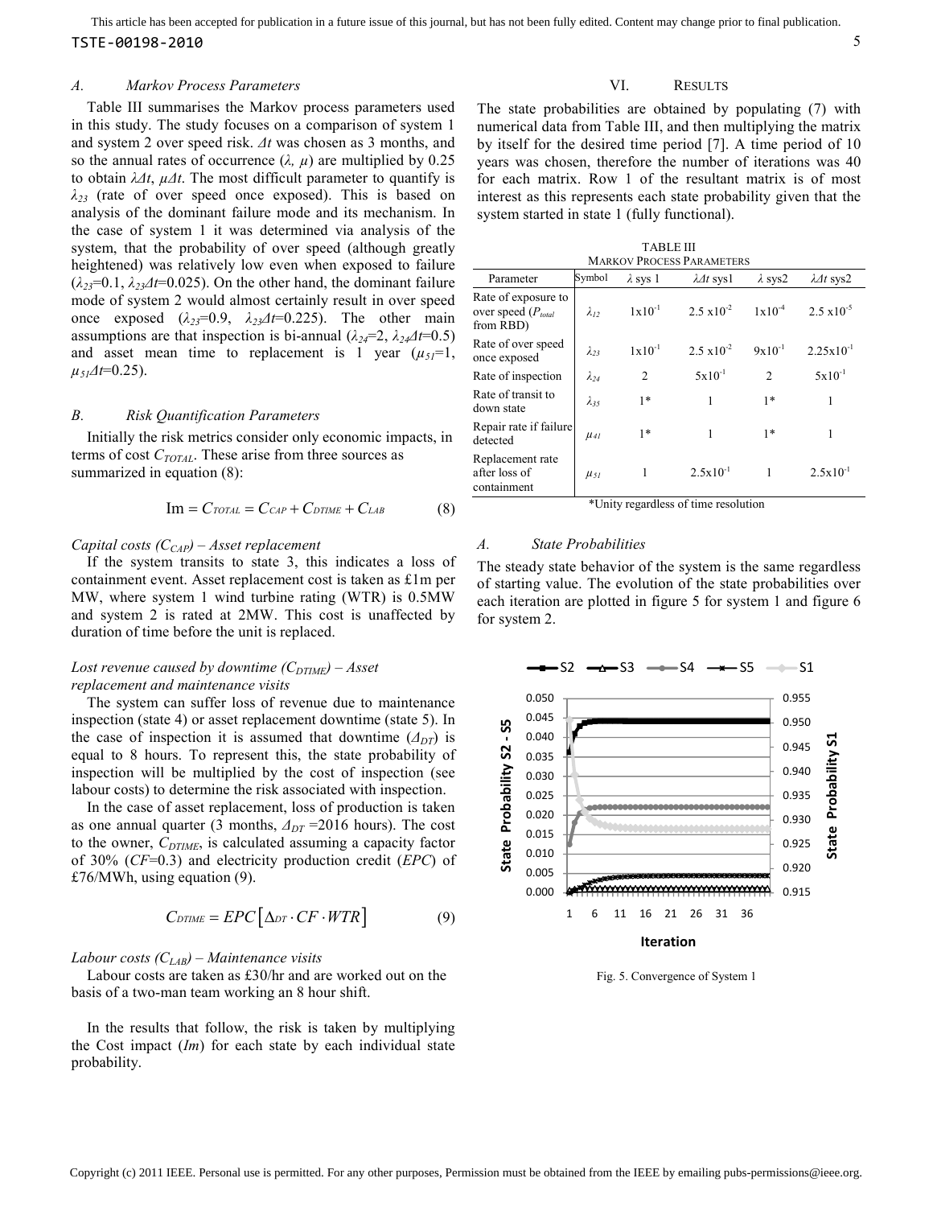### A. Markov Process Parameters

Table III summarises the Markov process parameters used in this study. The study focuses on a comparison of system 1 and system 2 over speed risk. $\Delta t$ was chosen as 3 months, and so the annual rates of occurrence ($\lambda$, $\mu$) are multiplied by 0.25 to obtain $\lambda\Delta t$, $\mu\Delta t$. The most difficult parameter to quantify is $\lambda_{23}$ (rate of over speed once exposed). This is based on analysis of the dominant failure mode and its mechanism. In the case of system 1 it was determined via analysis of the system, that the probability of over speed (although greatly heightened) was relatively low even when exposed to failure ($\lambda_{23}$=0.1, $\lambda_{23}\Delta t$=0.025). On the other hand, the dominant failure mode of system 2 would almost certainly result in over speed once exposed ($\lambda_{23}$=0.9, $\lambda_{23}\Delta t$=0.225). The other main assumptions are that inspection is bi-annual ($\lambda_{24}$=2, $\lambda_{24}\Delta t$=0.5) and asset mean time to replacement is 1 year ($\mu_{51}$=1, $\mu_{51}\Delta t$=0.25).

### B. Risk Quantification Parameters

Initially the risk metrics consider only economic impacts, in terms of cost $C_{TOTAL}$. These arise from three sources as summarized in equation (8):

$$\text{Im} = C_{TOTAL} = C_{CAP} + C_{DTIME} + C_{LAB} \tag{8}$$

*Capital costs ($C_{CAP}$) – Asset replacement*

If the system transits to state 3, this indicates a loss of containment event. Asset replacement cost is taken as £1m per MW, where system 1 wind turbine rating (WTR) is 0.5MW and system 2 is rated at 2MW. This cost is unaffected by duration of time before the unit is replaced.

*Lost revenue caused by downtime ($C_{DTIME}$) – Asset replacement and maintenance visits*

The system can suffer loss of revenue due to maintenance inspection (state 4) or asset replacement downtime (state 5). In the case of inspection it is assumed that downtime ($\Delta_{DT}$) is equal to 8 hours. To represent this, the state probability of inspection will be multiplied by the cost of inspection (see labour costs) to determine the risk associated with inspection.

In the case of asset replacement, loss of production is taken as one annual quarter (3 months, $\Delta_{DT}$ =2016 hours). The cost to the owner, $C_{DTIME}$, is calculated assuming a capacity factor of 30% ($CF$=0.3) and electricity production credit ($EPC$) of £76/MWh, using equation (9).

$$C_{DTIME} = EPC\left[\Delta_{DT} \cdot CF \cdot WTR\right] \tag{9}$$

*Labour costs ($C_{LAB}$) – Maintenance visits*

Labour costs are taken as £30/hr and are worked out on the basis of a two-man team working an 8 hour shift.

In the results that follow, the risk is taken by multiplying the Cost impact ($Im$) for each state by each individual state probability.

## VI. Results

The state probabilities are obtained by populating (7) with numerical data from Table III, and then multiplying the matrix by itself for the desired time period [7]. A time period of 10 years was chosen, therefore the number of iterations was 40 for each matrix. Row 1 of the resultant matrix is of most interest as this represents each state probability given that the system started in state 1 (fully functional).

TABLE III
Markov Process Parameters

| Parameter | Symbol | $\lambda$ sys 1 | $\lambda\Delta t$ sys1 | $\lambda$ sys2 | $\lambda\Delta t$ sys2 |
|---|---|---|---|---|---|
| Rate of exposure to over speed ($P_{total}$ from RBD) | $\lambda_{12}$ | $1\text{x}10^{-1}$ | $2.5\text{ x}10^{-2}$ | $1\text{x}10^{-4}$ | $2.5\text{ x}10^{-5}$ |
| Rate of over speed once exposed | $\lambda_{23}$ | $1\text{x}10^{-1}$ | $2.5\text{ x}10^{-2}$ | $9\text{x}10^{-1}$ | $2.25\text{x}10^{-1}$ |
| Rate of inspection | $\lambda_{24}$ | 2 | $5\text{x}10^{-1}$ | 2 | $5\text{x}10^{-1}$ |
| Rate of transit to down state | $\lambda_{35}$ | 1* | 1 | 1* | 1 |
| Repair rate if failure detected | $\mu_{41}$ | 1* | 1 | 1* | 1 |
| Replacement rate after loss of containment | $\mu_{51}$ | 1 | $2.5\text{x}10^{-1}$ | 1 | $2.5\text{x}10^{-1}$ |

*Unity regardless of time resolution

### A. State Probabilities

The steady state behavior of the system is the same regardless of starting value. The evolution of the state probabilities over each iteration are plotted in figure 5 for system 1 and figure 6 for system 2.

Fig. 5. Convergence of System 1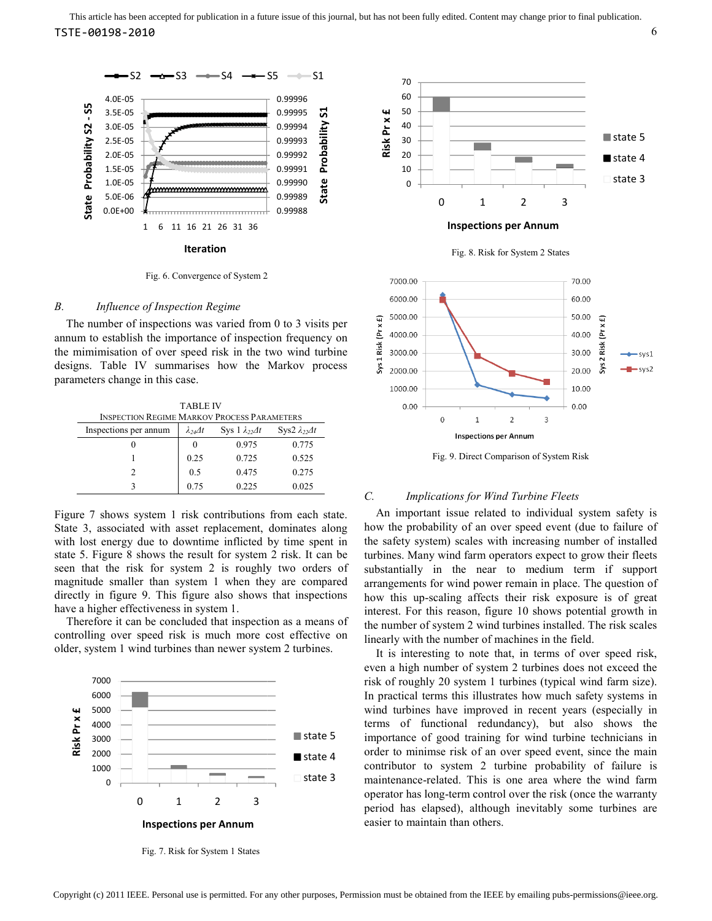Fig. 6. Convergence of System 2

### B. *Influence of Inspection Regime*

The number of inspections was varied from 0 to 3 visits per annum to establish the importance of inspection frequency on the mimimisation of over speed risk in the two wind turbine designs. Table IV summarises how the Markov process parameters change in this case.

TABLE IV
INSPECTION REGIME MARKOV PROCESS PARAMETERS

| Inspections per annum | $\lambda_{24}\Delta t$ | Sys 1 $\lambda_{22}\Delta t$ | Sys2 $\lambda_{22}\Delta t$ |
|---|---|---|---|
| 0 | 0 | 0.975 | 0.775 |
| 1 | 0.25 | 0.725 | 0.525 |
| 2 | 0.5 | 0.475 | 0.275 |
| 3 | 0.75 | 0.225 | 0.025 |

Figure 7 shows system 1 risk contributions from each state. State 3, associated with asset replacement, dominates along with lost energy due to downtime inflicted by time spent in state 5. Figure 8 shows the result for system 2 risk. It can be seen that the risk for system 2 is roughly two orders of magnitude smaller than system 1 when they are compared directly in figure 9. This figure also shows that inspections have a higher effectiveness in system 1.

Therefore it can be concluded that inspection as a means of controlling over speed risk is much more cost effective on older, system 1 wind turbines than newer system 2 turbines.

Fig. 7. Risk for System 1 States

Fig. 8. Risk for System 2 States

Fig. 9. Direct Comparison of System Risk

### C. *Implications for Wind Turbine Fleets*

An important issue related to individual system safety is how the probability of an over speed event (due to failure of the safety system) scales with increasing number of installed turbines. Many wind farm operators expect to grow their fleets substantially in the near to medium term if support arrangements for wind power remain in place. The question of how this up-scaling affects their risk exposure is of great interest. For this reason, figure 10 shows potential growth in the number of system 2 wind turbines installed. The risk scales linearly with the number of machines in the field.

It is interesting to note that, in terms of over speed risk, even a high number of system 2 turbines does not exceed the risk of roughly 20 system 1 turbines (typical wind farm size). In practical terms this illustrates how much safety systems in wind turbines have improved in recent years (especially in terms of functional redundancy), but also shows the importance of good training for wind turbine technicians in order to minimse risk of an over speed event, since the main contributor to system 2 turbine probability of failure is maintenance-related. This is one area where the wind farm operator has long-term control over the risk (once the warranty period has elapsed), although inevitably some turbines are easier to maintain than others.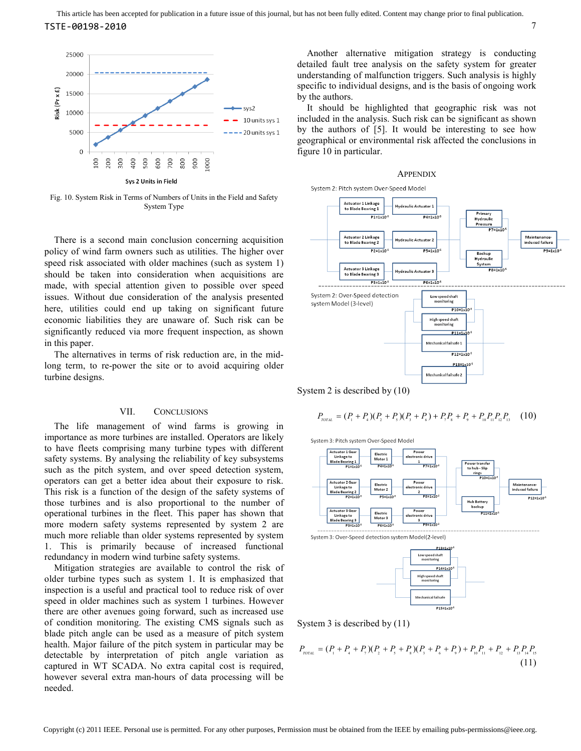Fig. 10. System Risk in Terms of Numbers of Units in the Field and Safety System Type

There is a second main conclusion concerning acquisition policy of wind farm owners such as utilities. The higher over speed risk associated with older machines (such as system 1) should be taken into consideration when acquisitions are made, with special attention given to possible over speed issues. Without due consideration of the analysis presented here, utilities could end up taking on significant future economic liabilities they are unaware of. Such risk can be significantly reduced via more frequent inspection, as shown in this paper.

The alternatives in terms of risk reduction are, in the mid-long term, to re-power the site or to avoid acquiring older turbine designs.

## VII. Conclusions

The life management of wind farms is growing in importance as more turbines are installed. Operators are likely to have fleets comprising many turbine types with different safety systems. By analysing the reliability of key subsystems such as the pitch system, and over speed detection system, operators can get a better idea about their exposure to risk. This risk is a function of the design of the safety systems of those turbines and is also proportional to the number of operational turbines in the fleet. This paper has shown that more modern safety systems represented by system 2 are much more reliable than older systems represented by system 1. This is primarily because of increased functional redundancy in modern wind turbine safety systems.

Mitigation strategies are available to control the risk of older turbine types such as system 1. It is emphasized that inspection is a useful and practical tool to reduce risk of over speed in older machines such as system 1 turbines. However there are other avenues going forward, such as increased use of condition monitoring. The existing CMS signals such as blade pitch angle can be used as a measure of pitch system health. Major failure of the pitch system in particular may be detectable by interpretation of pitch angle variation as captured in WT SCADA. No extra capital cost is required, however several extra man-hours of data processing will be needed.

Another alternative mitigation strategy is conducting detailed fault tree analysis on the safety system for greater understanding of malfunction triggers. Such analysis is highly specific to individual designs, and is the basis of ongoing work by the authors.

It should be highlighted that geographic risk was not included in the analysis. Such risk can be significant as shown by the authors of [5]. It would be interesting to see how geographical or environmental risk affected the conclusions in figure 10 in particular.

## Appendix

System 2 is described by (10)

$$P_{TOTAL} = (P_1 + P_4)(P_2 + P_5)(P_3 + P_6) + P_7 P_8 + P_9 + P_{10} P_{11} P_{12} P_{13} \quad (10)$$

System 3 is described by (11)

$$P_{TOTAL} = (P_1 + P_4 + P_7)(P_2 + P_5 + P_8)(P_3 + P_6 + P_9) + P_{10} P_{11} + P_{12} + P_{13} P_{14} P_{15} \quad (11)$$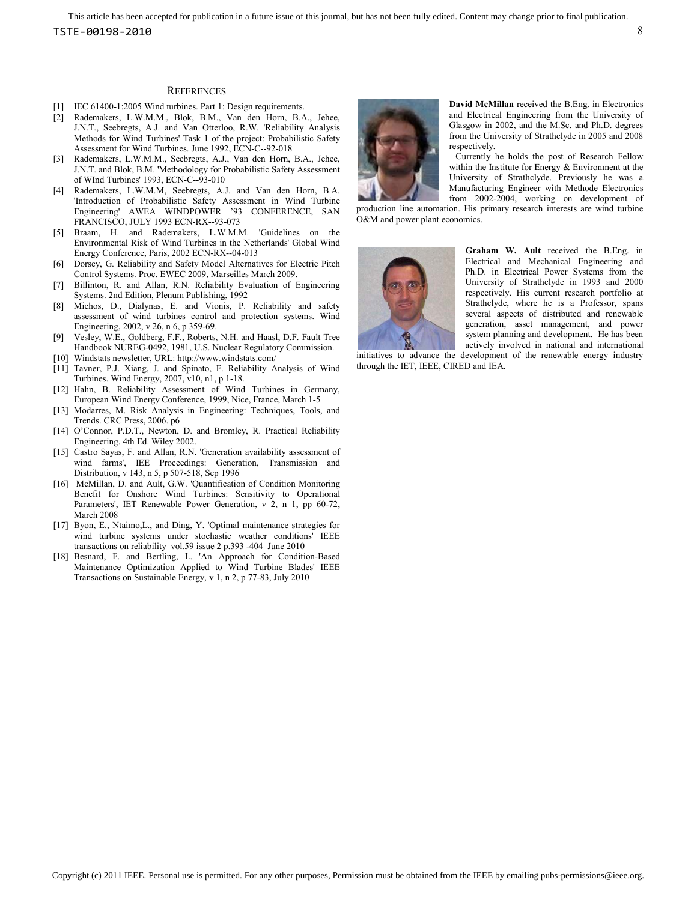## References

[1] IEC 61400-1:2005 Wind turbines. Part 1: Design requirements.

[2] Rademakers, L.W.M.M., Blok, B.M., Van den Horn, B.A., Jehee, J.N.T., Seebregts, A.J. and Van Otterloo, R.W. 'Reliability Analysis Methods for Wind Turbines' Task 1 of the project: Probabilistic Safety Assessment for Wind Turbines. June 1992, ECN-C--92-018

[3] Rademakers, L.W.M.M., Seebregts, A.J., Van den Horn, B.A., Jehee, J.N.T. and Blok, B.M. 'Methodology for Probabilistic Safety Assessment of WInd Turbines' 1993, ECN-C--93-010

[4] Rademakers, L.W.M.M, Seebregts, A.J. and Van den Horn, B.A. 'Introduction of Probabilistic Safety Assessment in Wind Turbine Engineering' AWEA WINDPOWER '93 CONFERENCE, SAN FRANCISCO, JULY 1993 ECN-RX--93-073

[5] Braam, H. and Rademakers, L.W.M.M. 'Guidelines on the Environmental Risk of Wind Turbines in the Netherlands' Global Wind Energy Conference, Paris, 2002 ECN-RX--04-013

[6] Dorsey, G. Reliability and Safety Model Alternatives for Electric Pitch Control Systems. Proc. EWEC 2009, Marseilles March 2009.

[7] Billinton, R. and Allan, R.N. Reliability Evaluation of Engineering Systems. 2nd Edition, Plenum Publishing, 1992

[8] Michos, D., Dialynas, E. and Vionis, P. Reliability and safety assessment of wind turbines control and protection systems. Wind Engineering, 2002, v 26, n 6, p 359-69.

[9] Vesley, W.E., Goldberg, F.F., Roberts, N.H. and Haasl, D.F. Fault Tree Handbook NUREG-0492, 1981, U.S. Nuclear Regulatory Commission.

[10] Windstats newsletter, URL: http://www.windstats.com/

[11] Tavner, P.J. Xiang, J. and Spinato, F. Reliability Analysis of Wind Turbines. Wind Energy, 2007, v10, n1, p 1-18.

[12] Hahn, B. Reliability Assessment of Wind Turbines in Germany, European Wind Energy Conference, 1999, Nice, France, March 1-5

[13] Modarres, M. Risk Analysis in Engineering: Techniques, Tools, and Trends. CRC Press, 2006. p6

[14] O'Connor, P.D.T., Newton, D. and Bromley, R. Practical Reliability Engineering. 4th Ed. Wiley 2002.

[15] Castro Sayas, F. and Allan, R.N. 'Generation availability assessment of wind farms', IEE Proceedings: Generation, Transmission and Distribution, v 143, n 5, p 507-518, Sep 1996

[16] McMillan, D. and Ault, G.W. 'Quantification of Condition Monitoring Benefit for Onshore Wind Turbines: Sensitivity to Operational Parameters', IET Renewable Power Generation, v 2, n 1, pp 60-72, March 2008

[17] Byon, E., Ntaimo,L., and Ding, Y. 'Optimal maintenance strategies for wind turbine systems under stochastic weather conditions' IEEE transactions on reliability vol.59 issue 2 p.393 -404 June 2010

[18] Besnard, F. and Bertling, L. 'An Approach for Condition-Based Maintenance Optimization Applied to Wind Turbine Blades' IEEE Transactions on Sustainable Energy, v 1, n 2, p 77-83, July 2010

**David McMillan** received the B.Eng. in Electronics and Electrical Engineering from the University of Glasgow in 2002, and the M.Sc. and Ph.D. degrees from the University of Strathclyde in 2005 and 2008 respectively.

Currently he holds the post of Research Fellow within the Institute for Energy & Environment at the University of Strathclyde. Previously he was a Manufacturing Engineer with Methode Electronics from 2002-2004, working on development of production line automation. His primary research interests are wind turbine O&M and power plant economics.

**Graham W. Ault** received the B.Eng. in Electrical and Mechanical Engineering and Ph.D. in Electrical Power Systems from the University of Strathclyde in 1993 and 2000 respectively. His current research portfolio at Strathclyde, where he is a Professor, spans several aspects of distributed and renewable generation, asset management, and power system planning and development. He has been actively involved in national and international initiatives to advance the development of the renewable energy industry through the IET, IEEE, CIRED and IEA.